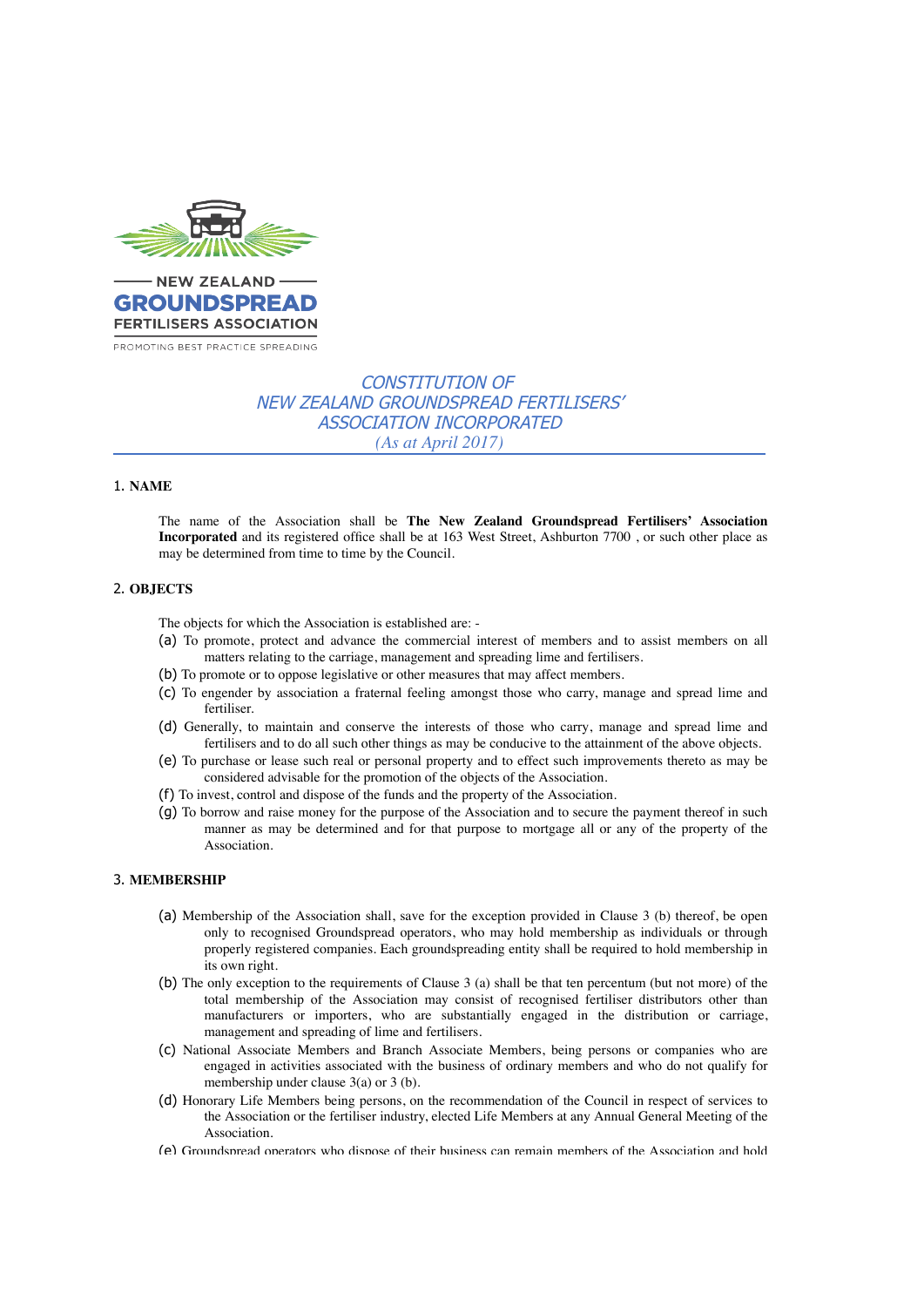NEW ZEALAND
GROUNDSPREAD
FERTILISERS ASSOCIATION
PROMOTING BEST PRACTICE SPREADING

# *CONSTITUTION OF NEW ZEALAND GROUNDSPREAD FERTILISERS' ASSOCIATION INCORPORATED*

*(As at April 2017)*

## 1. NAME

The name of the Association shall be **The New Zealand Groundspread Fertilisers' Association Incorporated** and its registered office shall be at 163 West Street, Ashburton 7700 , or such other place as may be determined from time to time by the Council.

## 2. OBJECTS

The objects for which the Association is established are: -

(a) To promote, protect and advance the commercial interest of members and to assist members on all matters relating to the carriage, management and spreading lime and fertilisers.

(b) To promote or to oppose legislative or other measures that may affect members.

(c) To engender by association a fraternal feeling amongst those who carry, manage and spread lime and fertiliser.

(d) Generally, to maintain and conserve the interests of those who carry, manage and spread lime and fertilisers and to do all such other things as may be conducive to the attainment of the above objects.

(e) To purchase or lease such real or personal property and to effect such improvements thereto as may be considered advisable for the promotion of the objects of the Association.

(f) To invest, control and dispose of the funds and the property of the Association.

(g) To borrow and raise money for the purpose of the Association and to secure the payment thereof in such manner as may be determined and for that purpose to mortgage all or any of the property of the Association.

## 3. MEMBERSHIP

(a) Membership of the Association shall, save for the exception provided in Clause 3 (b) thereof, be open only to recognised Groundspread operators, who may hold membership as individuals or through properly registered companies. Each groundspreading entity shall be required to hold membership in its own right.

(b) The only exception to the requirements of Clause 3 (a) shall be that ten percentum (but not more) of the total membership of the Association may consist of recognised fertiliser distributors other than manufacturers or importers, who are substantially engaged in the distribution or carriage, management and spreading of lime and fertilisers.

(c) National Associate Members and Branch Associate Members, being persons or companies who are engaged in activities associated with the business of ordinary members and who do not qualify for membership under clause 3(a) or 3 (b).

(d) Honorary Life Members being persons, on the recommendation of the Council in respect of services to the Association or the fertiliser industry, elected Life Members at any Annual General Meeting of the Association.

(e) Groundspread operators who dispose of their business can remain members of the Association and hold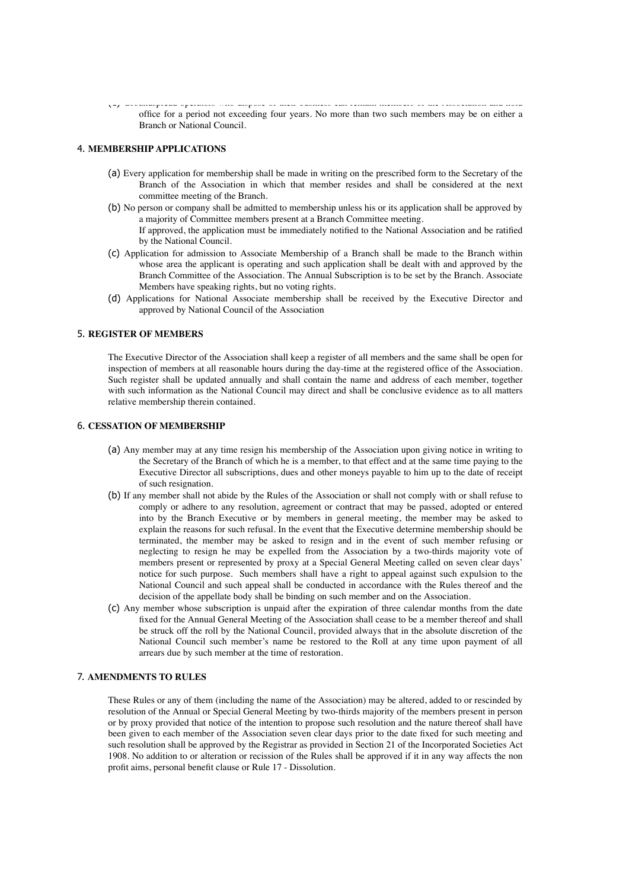(e) Groundspread operators who dispose of their business can remain members of the Association and hold office for a period not exceeding four years. No more than two such members may be on either a Branch or National Council.

## 4. MEMBERSHIP APPLICATIONS

(a) Every application for membership shall be made in writing on the prescribed form to the Secretary of the Branch of the Association in which that member resides and shall be considered at the next committee meeting of the Branch.

(b) No person or company shall be admitted to membership unless his or its application shall be approved by a majority of Committee members present at a Branch Committee meeting.
If approved, the application must be immediately notified to the National Association and be ratified by the National Council.

(c) Application for admission to Associate Membership of a Branch shall be made to the Branch within whose area the applicant is operating and such application shall be dealt with and approved by the Branch Committee of the Association. The Annual Subscription is to be set by the Branch. Associate Members have speaking rights, but no voting rights.

(d) Applications for National Associate membership shall be received by the Executive Director and approved by National Council of the Association

## 5. REGISTER OF MEMBERS

The Executive Director of the Association shall keep a register of all members and the same shall be open for inspection of members at all reasonable hours during the day-time at the registered office of the Association. Such register shall be updated annually and shall contain the name and address of each member, together with such information as the National Council may direct and shall be conclusive evidence as to all matters relative membership therein contained.

## 6. CESSATION OF MEMBERSHIP

(a) Any member may at any time resign his membership of the Association upon giving notice in writing to the Secretary of the Branch of which he is a member, to that effect and at the same time paying to the Executive Director all subscriptions, dues and other moneys payable to him up to the date of receipt of such resignation.

(b) If any member shall not abide by the Rules of the Association or shall not comply with or shall refuse to comply or adhere to any resolution, agreement or contract that may be passed, adopted or entered into by the Branch Executive or by members in general meeting, the member may be asked to explain the reasons for such refusal. In the event that the Executive determine membership should be terminated, the member may be asked to resign and in the event of such member refusing or neglecting to resign he may be expelled from the Association by a two-thirds majority vote of members present or represented by proxy at a Special General Meeting called on seven clear days' notice for such purpose. Such members shall have a right to appeal against such expulsion to the National Council and such appeal shall be conducted in accordance with the Rules thereof and the decision of the appellate body shall be binding on such member and on the Association.

(c) Any member whose subscription is unpaid after the expiration of three calendar months from the date fixed for the Annual General Meeting of the Association shall cease to be a member thereof and shall be struck off the roll by the National Council, provided always that in the absolute discretion of the National Council such member's name be restored to the Roll at any time upon payment of all arrears due by such member at the time of restoration.

## 7. AMENDMENTS TO RULES

These Rules or any of them (including the name of the Association) may be altered, added to or rescinded by resolution of the Annual or Special General Meeting by two-thirds majority of the members present in person or by proxy provided that notice of the intention to propose such resolution and the nature thereof shall have been given to each member of the Association seven clear days prior to the date fixed for such meeting and such resolution shall be approved by the Registrar as provided in Section 21 of the Incorporated Societies Act 1908. No addition to or alteration or recission of the Rules shall be approved if it in any way affects the non profit aims, personal benefit clause or Rule 17 - Dissolution.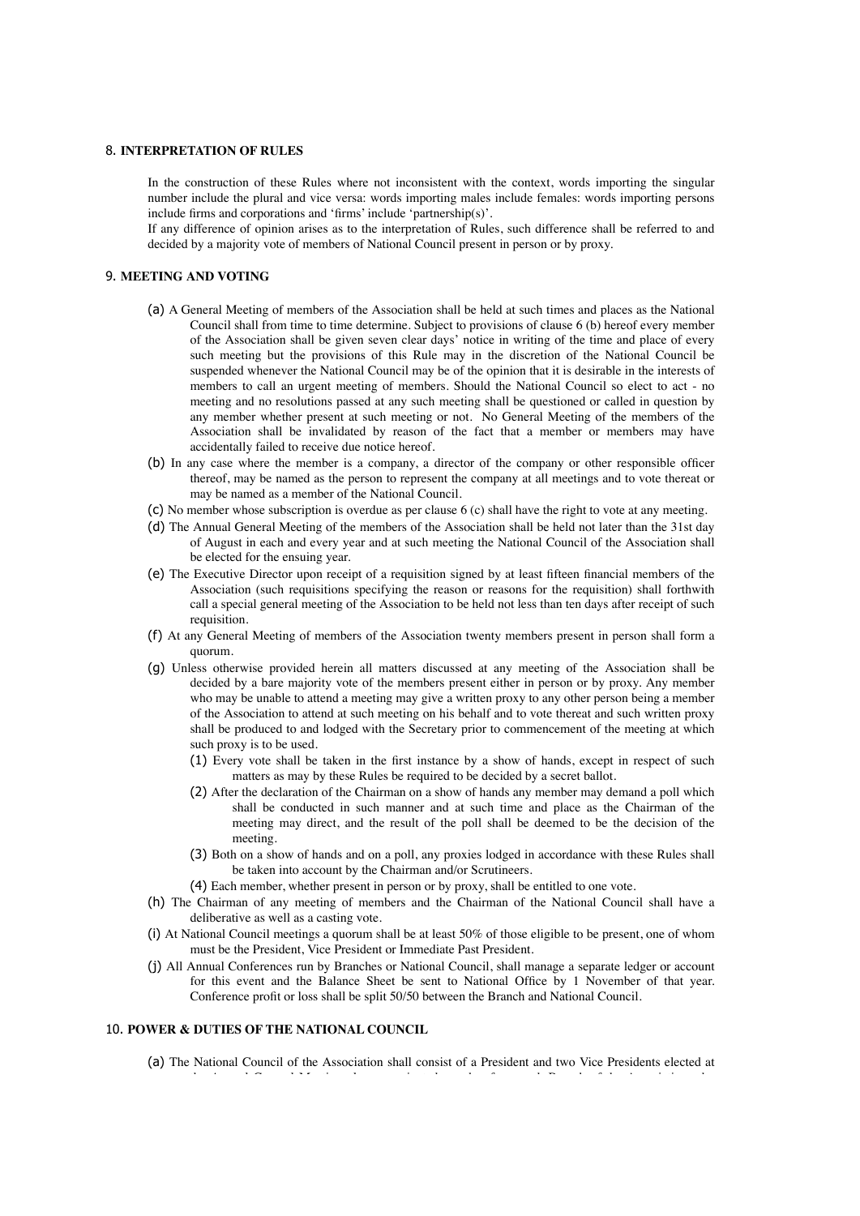## 8. INTERPRETATION OF RULES

In the construction of these Rules where not inconsistent with the context, words importing the singular number include the plural and vice versa: words importing males include females: words importing persons include firms and corporations and 'firms' include 'partnership(s)'.

If any difference of opinion arises as to the interpretation of Rules, such difference shall be referred to and decided by a majority vote of members of National Council present in person or by proxy.

## 9. MEETING AND VOTING

(a) A General Meeting of members of the Association shall be held at such times and places as the National Council shall from time to time determine. Subject to provisions of clause 6 (b) hereof every member of the Association shall be given seven clear days' notice in writing of the time and place of every such meeting but the provisions of this Rule may in the discretion of the National Council be suspended whenever the National Council may be of the opinion that it is desirable in the interests of members to call an urgent meeting of members. Should the National Council so elect to act - no meeting and no resolutions passed at any such meeting shall be questioned or called in question by any member whether present at such meeting or not. No General Meeting of the members of the Association shall be invalidated by reason of the fact that a member or members may have accidentally failed to receive due notice hereof.

(b) In any case where the member is a company, a director of the company or other responsible officer thereof, may be named as the person to represent the company at all meetings and to vote thereat or may be named as a member of the National Council.

(c) No member whose subscription is overdue as per clause 6 (c) shall have the right to vote at any meeting.

(d) The Annual General Meeting of the members of the Association shall be held not later than the 31st day of August in each and every year and at such meeting the National Council of the Association shall be elected for the ensuing year.

(e) The Executive Director upon receipt of a requisition signed by at least fifteen financial members of the Association (such requisitions specifying the reason or reasons for the requisition) shall forthwith call a special general meeting of the Association to be held not less than ten days after receipt of such requisition.

(f) At any General Meeting of members of the Association twenty members present in person shall form a quorum.

(g) Unless otherwise provided herein all matters discussed at any meeting of the Association shall be decided by a bare majority vote of the members present either in person or by proxy. Any member who may be unable to attend a meeting may give a written proxy to any other person being a member of the Association to attend at such meeting on his behalf and to vote thereat and such written proxy shall be produced to and lodged with the Secretary prior to commencement of the meeting at which such proxy is to be used.

   (1) Every vote shall be taken in the first instance by a show of hands, except in respect of such matters as may by these Rules be required to be decided by a secret ballot.

   (2) After the declaration of the Chairman on a show of hands any member may demand a poll which shall be conducted in such manner and at such time and place as the Chairman of the meeting may direct, and the result of the poll shall be deemed to be the decision of the meeting.

   (3) Both on a show of hands and on a poll, any proxies lodged in accordance with these Rules shall be taken into account by the Chairman and/or Scrutineers.

   (4) Each member, whether present in person or by proxy, shall be entitled to one vote.

(h) The Chairman of any meeting of members and the Chairman of the National Council shall have a deliberative as well as a casting vote.

(i) At National Council meetings a quorum shall be at least 50% of those eligible to be present, one of whom must be the President, Vice President or Immediate Past President.

(j) All Annual Conferences run by Branches or National Council, shall manage a separate ledger or account for this event and the Balance Sheet be sent to National Office by 1 November of that year. Conference profit or loss shall be split 50/50 between the Branch and National Council.

## 10. POWER & DUTIES OF THE NATIONAL COUNCIL

(a) The National Council of the Association shall consist of a President and two Vice Presidents elected at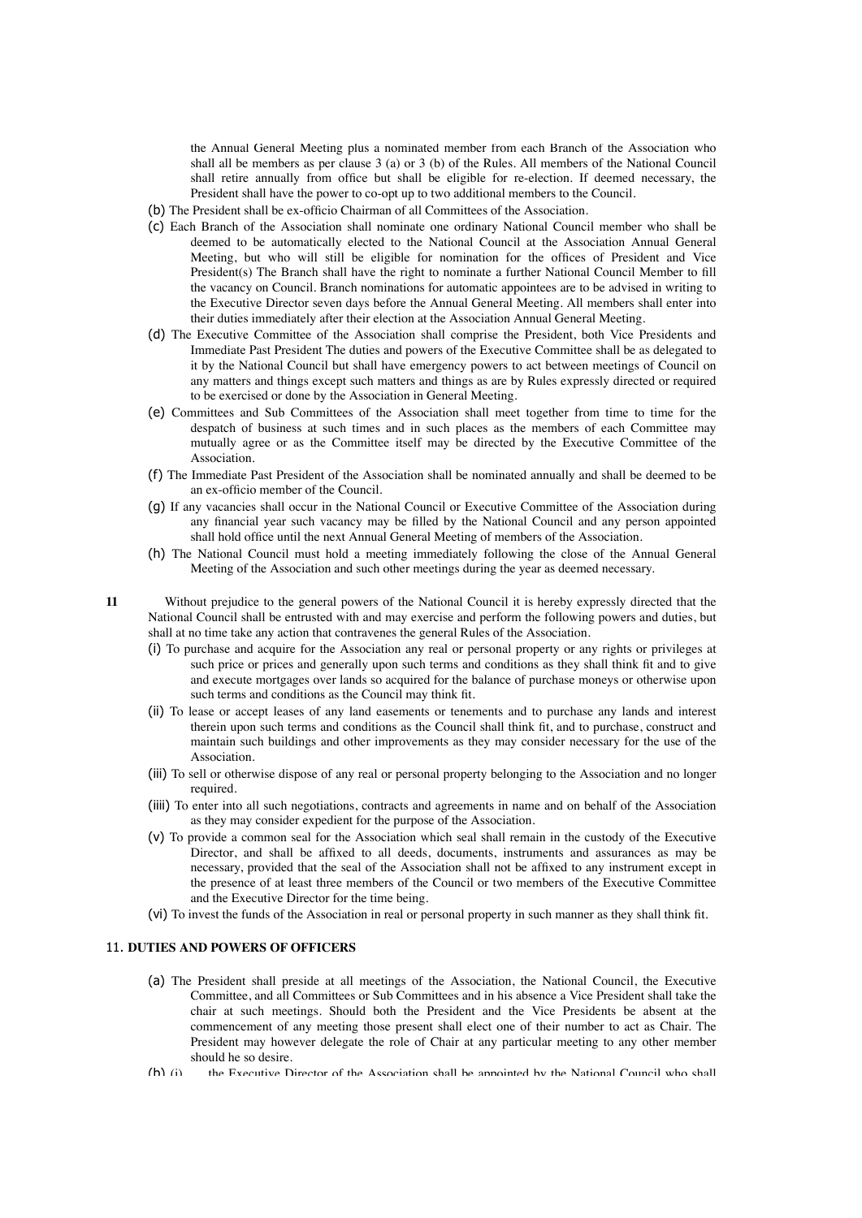the Annual General Meeting plus a nominated member from each Branch of the Association who shall all be members as per clause 3 (a) or 3 (b) of the Rules. All members of the National Council shall retire annually from office but shall be eligible for re-election. If deemed necessary, the President shall have the power to co-opt up to two additional members to the Council.

(b) The President shall be ex-officio Chairman of all Committees of the Association.

(c) Each Branch of the Association shall nominate one ordinary National Council member who shall be deemed to be automatically elected to the National Council at the Association Annual General Meeting, but who will still be eligible for nomination for the offices of President and Vice President(s) The Branch shall have the right to nominate a further National Council Member to fill the vacancy on Council. Branch nominations for automatic appointees are to be advised in writing to the Executive Director seven days before the Annual General Meeting. All members shall enter into their duties immediately after their election at the Association Annual General Meeting.

(d) The Executive Committee of the Association shall comprise the President, both Vice Presidents and Immediate Past President The duties and powers of the Executive Committee shall be as delegated to it by the National Council but shall have emergency powers to act between meetings of Council on any matters and things except such matters and things as are by Rules expressly directed or required to be exercised or done by the Association in General Meeting.

(e) Committees and Sub Committees of the Association shall meet together from time to time for the despatch of business at such times and in such places as the members of each Committee may mutually agree or as the Committee itself may be directed by the Executive Committee of the Association.

(f) The Immediate Past President of the Association shall be nominated annually and shall be deemed to be an ex-officio member of the Council.

(g) If any vacancies shall occur in the National Council or Executive Committee of the Association during any financial year such vacancy may be filled by the National Council and any person appointed shall hold office until the next Annual General Meeting of members of the Association.

(h) The National Council must hold a meeting immediately following the close of the Annual General Meeting of the Association and such other meetings during the year as deemed necessary.

**11** Without prejudice to the general powers of the National Council it is hereby expressly directed that the National Council shall be entrusted with and may exercise and perform the following powers and duties, but shall at no time take any action that contravenes the general Rules of the Association.

(i) To purchase and acquire for the Association any real or personal property or any rights or privileges at such price or prices and generally upon such terms and conditions as they shall think fit and to give and execute mortgages over lands so acquired for the balance of purchase moneys or otherwise upon such terms and conditions as the Council may think fit.

(ii) To lease or accept leases of any land easements or tenements and to purchase any lands and interest therein upon such terms and conditions as the Council shall think fit, and to purchase, construct and maintain such buildings and other improvements as they may consider necessary for the use of the Association.

(iii) To sell or otherwise dispose of any real or personal property belonging to the Association and no longer required.

(iiii) To enter into all such negotiations, contracts and agreements in name and on behalf of the Association as they may consider expedient for the purpose of the Association.

(v) To provide a common seal for the Association which seal shall remain in the custody of the Executive Director, and shall be affixed to all deeds, documents, instruments and assurances as may be necessary, provided that the seal of the Association shall not be affixed to any instrument except in the presence of at least three members of the Council or two members of the Executive Committee and the Executive Director for the time being.

(vi) To invest the funds of the Association in real or personal property in such manner as they shall think fit.

## 11. DUTIES AND POWERS OF OFFICERS

(a) The President shall preside at all meetings of the Association, the National Council, the Executive Committee, and all Committees or Sub Committees and in his absence a Vice President shall take the chair at such meetings. Should both the President and the Vice Presidents be absent at the commencement of any meeting those present shall elect one of their number to act as Chair. The President may however delegate the role of Chair at any particular meeting to any other member should he so desire.

(b) (i) the Executive Director of the Association shall be appointed by the National Council who shall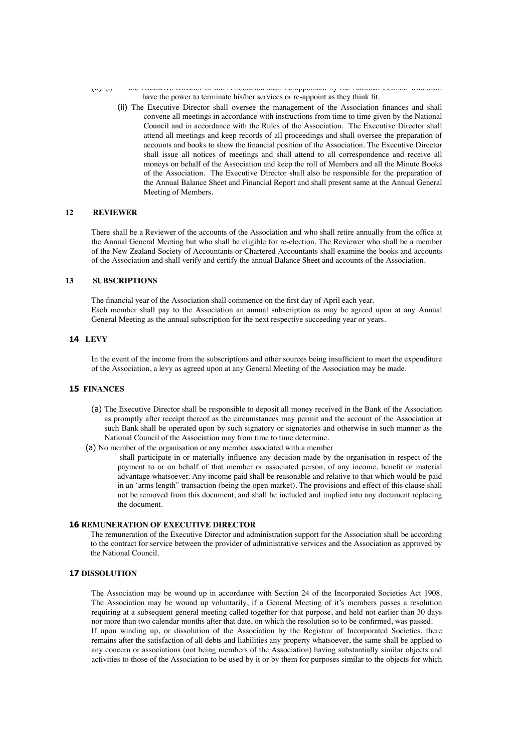(b) (i) the Executive Director of the Association shall be appointed by the National Council who shall have the power to terminate his/her services or re-appoint as they think fit.

(ii) The Executive Director shall oversee the management of the Association finances and shall convene all meetings in accordance with instructions from time to time given by the National Council and in accordance with the Rules of the Association. The Executive Director shall attend all meetings and keep records of all proceedings and shall oversee the preparation of accounts and books to show the financial position of the Association. The Executive Director shall issue all notices of meetings and shall attend to all correspondence and receive all moneys on behalf of the Association and keep the roll of Members and all the Minute Books of the Association. The Executive Director shall also be responsible for the preparation of the Annual Balance Sheet and Financial Report and shall present same at the Annual General Meeting of Members.

## 12 REVIEWER

There shall be a Reviewer of the accounts of the Association and who shall retire annually from the office at the Annual General Meeting but who shall be eligible for re-election. The Reviewer who shall be a member of the New Zealand Society of Accountants or Chartered Accountants shall examine the books and accounts of the Association and shall verify and certify the annual Balance Sheet and accounts of the Association.

## 13 SUBSCRIPTIONS

The financial year of the Association shall commence on the first day of April each year.
Each member shall pay to the Association an annual subscription as may be agreed upon at any Annual General Meeting as the annual subscription for the next respective succeeding year or years.

## 14 LEVY

In the event of the income from the subscriptions and other sources being insufficient to meet the expenditure of the Association, a levy as agreed upon at any General Meeting of the Association may be made.

## 15 FINANCES

(a) The Executive Director shall be responsible to deposit all money received in the Bank of the Association as promptly after receipt thereof as the circumstances may permit and the account of the Association at such Bank shall be operated upon by such signatory or signatories and otherwise in such manner as the National Council of the Association may from time to time determine.

(a) No member of the organisation or any member associated with a member shall participate in or materially influence any decision made by the organisation in respect of the payment to or on behalf of that member or associated person, of any income, benefit or material advantage whatsoever. Any income paid shall be reasonable and relative to that which would be paid in an 'arms length" transaction (being the open market). The provisions and effect of this clause shall not be removed from this document, and shall be included and implied into any document replacing the document.

## 16 REMUNERATION OF EXECUTIVE DIRECTOR

The remuneration of the Executive Director and administration support for the Association shall be according to the contract for service between the provider of administrative services and the Association as approved by the National Council.

## 17 DISSOLUTION

The Association may be wound up in accordance with Section 24 of the Incorporated Societies Act 1908. The Association may be wound up voluntarily, if a General Meeting of it's members passes a resolution requiring at a subsequent general meeting called together for that purpose, and held not earlier than 30 days nor more than two calendar months after that date, on which the resolution so to be confirmed, was passed.
If upon winding up, or dissolution of the Association by the Registrar of Incorporated Societies, there remains after the satisfaction of all debts and liabilities any property whatsoever, the same shall be applied to any concern or associations (not being members of the Association) having substantially similar objects and activities to those of the Association to be used by it or by them for purposes similar to the objects for which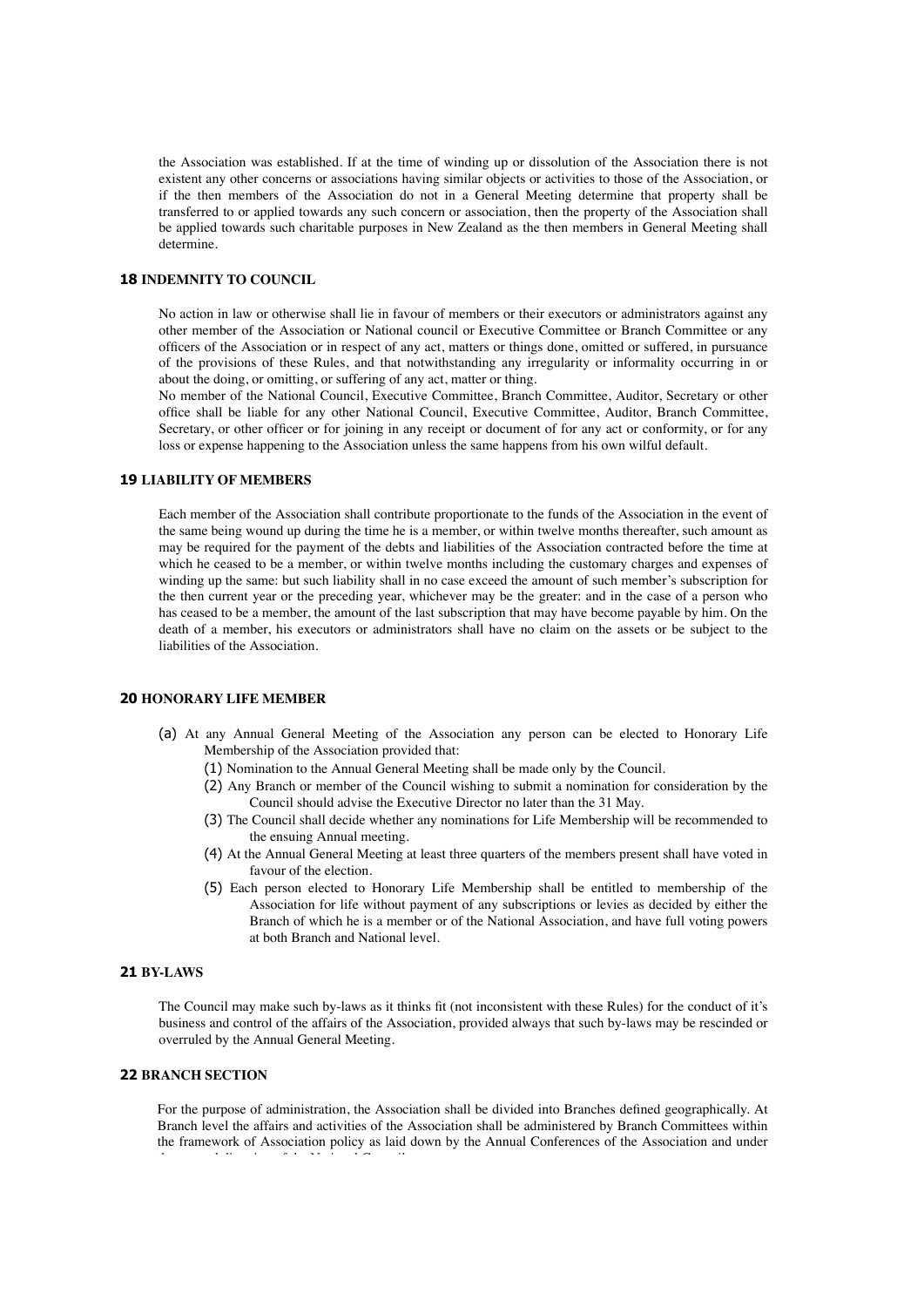the Association was established. If at the time of winding up or dissolution of the Association there is not existent any other concerns or associations having similar objects or activities to those of the Association, or if the then members of the Association do not in a General Meeting determine that property shall be transferred to or applied towards any such concern or association, then the property of the Association shall be applied towards such charitable purposes in New Zealand as the then members in General Meeting shall determine.

## 18 INDEMNITY TO COUNCIL

No action in law or otherwise shall lie in favour of members or their executors or administrators against any other member of the Association or National council or Executive Committee or Branch Committee or any officers of the Association or in respect of any act, matters or things done, omitted or suffered, in pursuance of the provisions of these Rules, and that notwithstanding any irregularity or informality occurring in or about the doing, or omitting, or suffering of any act, matter or thing.

No member of the National Council, Executive Committee, Branch Committee, Auditor, Secretary or other office shall be liable for any other National Council, Executive Committee, Auditor, Branch Committee, Secretary, or other officer or for joining in any receipt or document of for any act or conformity, or for any loss or expense happening to the Association unless the same happens from his own wilful default.

## 19 LIABILITY OF MEMBERS

Each member of the Association shall contribute proportionate to the funds of the Association in the event of the same being wound up during the time he is a member, or within twelve months thereafter, such amount as may be required for the payment of the debts and liabilities of the Association contracted before the time at which he ceased to be a member, or within twelve months including the customary charges and expenses of winding up the same: but such liability shall in no case exceed the amount of such member's subscription for the then current year or the preceding year, whichever may be the greater: and in the case of a person who has ceased to be a member, the amount of the last subscription that may have become payable by him. On the death of a member, his executors or administrators shall have no claim on the assets or be subject to the liabilities of the Association.

## 20 HONORARY LIFE MEMBER

(a) At any Annual General Meeting of the Association any person can be elected to Honorary Life Membership of the Association provided that:

(1) Nomination to the Annual General Meeting shall be made only by the Council.

(2) Any Branch or member of the Council wishing to submit a nomination for consideration by the Council should advise the Executive Director no later than the 31 May.

(3) The Council shall decide whether any nominations for Life Membership will be recommended to the ensuing Annual meeting.

(4) At the Annual General Meeting at least three quarters of the members present shall have voted in favour of the election.

(5) Each person elected to Honorary Life Membership shall be entitled to membership of the Association for life without payment of any subscriptions or levies as decided by either the Branch of which he is a member or of the National Association, and have full voting powers at both Branch and National level.

## 21 BY-LAWS

The Council may make such by-laws as it thinks fit (not inconsistent with these Rules) for the conduct of it's business and control of the affairs of the Association, provided always that such by-laws may be rescinded or overruled by the Annual General Meeting.

## 22 BRANCH SECTION

For the purpose of administration, the Association shall be divided into Branches defined geographically. At Branch level the affairs and activities of the Association shall be administered by Branch Committees within the framework of Association policy as laid down by the Annual Conferences of the Association and under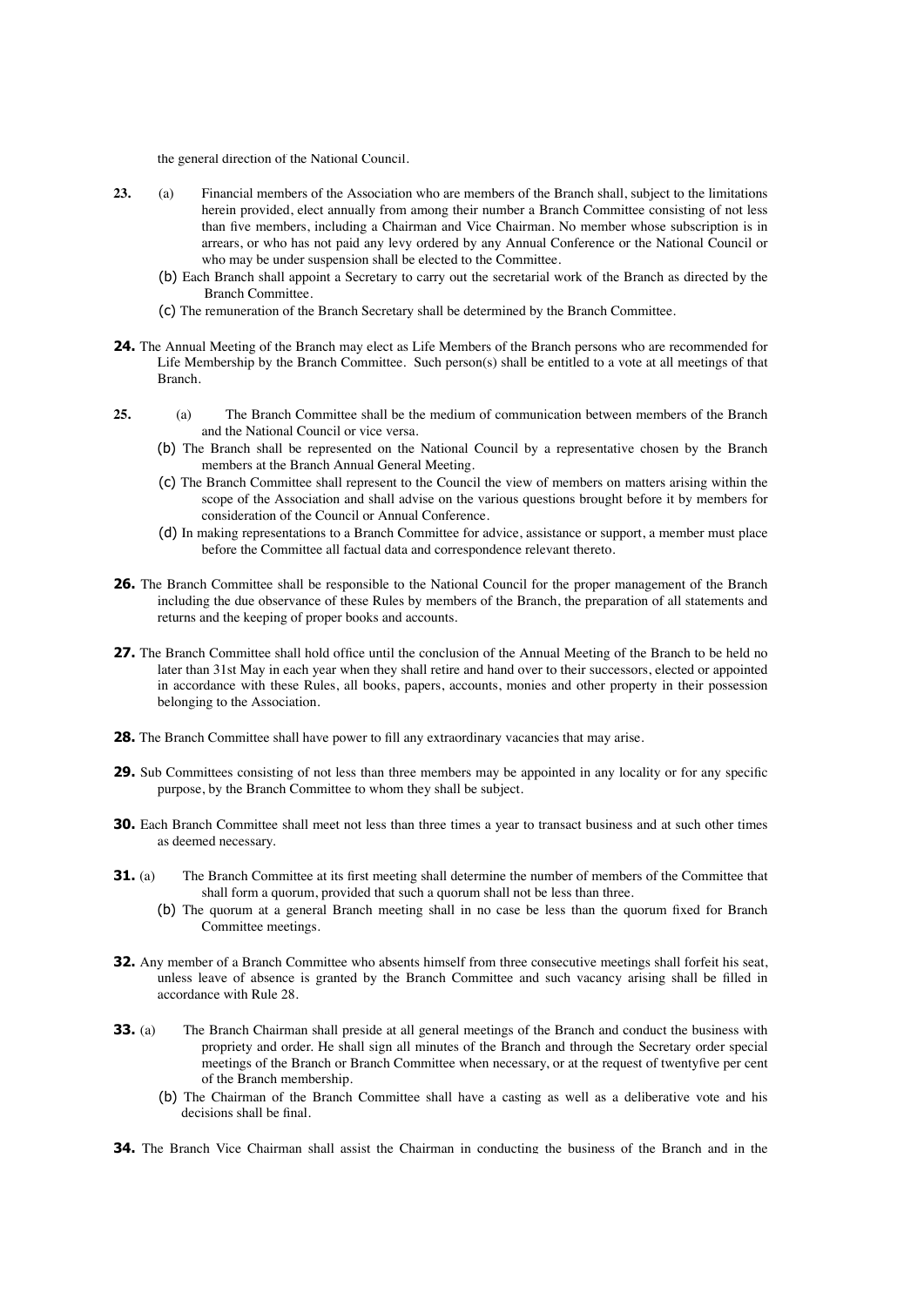the general direction of the National Council.

**23.** (a) Financial members of the Association who are members of the Branch shall, subject to the limitations herein provided, elect annually from among their number a Branch Committee consisting of not less than five members, including a Chairman and Vice Chairman. No member whose subscription is in arrears, or who has not paid any levy ordered by any Annual Conference or the National Council or who may be under suspension shall be elected to the Committee.

(b) Each Branch shall appoint a Secretary to carry out the secretarial work of the Branch as directed by the Branch Committee.

(c) The remuneration of the Branch Secretary shall be determined by the Branch Committee.

**24.** The Annual Meeting of the Branch may elect as Life Members of the Branch persons who are recommended for Life Membership by the Branch Committee. Such person(s) shall be entitled to a vote at all meetings of that Branch.

**25.** (a) The Branch Committee shall be the medium of communication between members of the Branch and the National Council or vice versa.

(b) The Branch shall be represented on the National Council by a representative chosen by the Branch members at the Branch Annual General Meeting.

(c) The Branch Committee shall represent to the Council the view of members on matters arising within the scope of the Association and shall advise on the various questions brought before it by members for consideration of the Council or Annual Conference.

(d) In making representations to a Branch Committee for advice, assistance or support, a member must place before the Committee all factual data and correspondence relevant thereto.

**26.** The Branch Committee shall be responsible to the National Council for the proper management of the Branch including the due observance of these Rules by members of the Branch, the preparation of all statements and returns and the keeping of proper books and accounts.

**27.** The Branch Committee shall hold office until the conclusion of the Annual Meeting of the Branch to be held no later than 31st May in each year when they shall retire and hand over to their successors, elected or appointed in accordance with these Rules, all books, papers, accounts, monies and other property in their possession belonging to the Association.

**28.** The Branch Committee shall have power to fill any extraordinary vacancies that may arise.

**29.** Sub Committees consisting of not less than three members may be appointed in any locality or for any specific purpose, by the Branch Committee to whom they shall be subject.

**30.** Each Branch Committee shall meet not less than three times a year to transact business and at such other times as deemed necessary.

**31.** (a) The Branch Committee at its first meeting shall determine the number of members of the Committee that shall form a quorum, provided that such a quorum shall not be less than three.

(b) The quorum at a general Branch meeting shall in no case be less than the quorum fixed for Branch Committee meetings.

**32.** Any member of a Branch Committee who absents himself from three consecutive meetings shall forfeit his seat, unless leave of absence is granted by the Branch Committee and such vacancy arising shall be filled in accordance with Rule 28.

**33.** (a) The Branch Chairman shall preside at all general meetings of the Branch and conduct the business with propriety and order. He shall sign all minutes of the Branch and through the Secretary order special meetings of the Branch or Branch Committee when necessary, or at the request of twentyfive per cent of the Branch membership.

(b) The Chairman of the Branch Committee shall have a casting as well as a deliberative vote and his decisions shall be final.

**34.** The Branch Vice Chairman shall assist the Chairman in conducting the business of the Branch and in the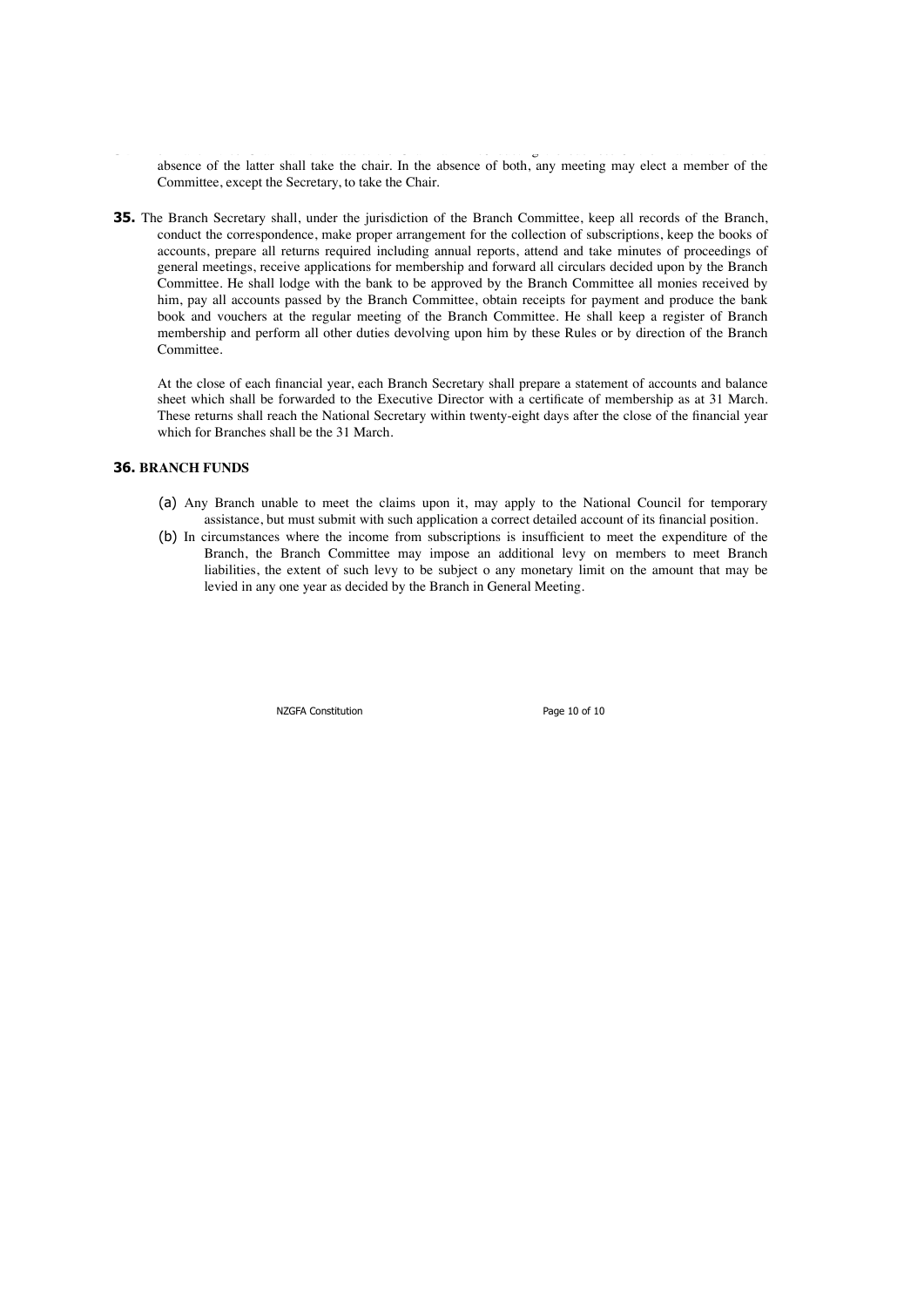absence of the latter shall take the chair. In the absence of both, any meeting may elect a member of the Committee, except the Secretary, to take the Chair.

**35.** The Branch Secretary shall, under the jurisdiction of the Branch Committee, keep all records of the Branch, conduct the correspondence, make proper arrangement for the collection of subscriptions, keep the books of accounts, prepare all returns required including annual reports, attend and take minutes of proceedings of general meetings, receive applications for membership and forward all circulars decided upon by the Branch Committee. He shall lodge with the bank to be approved by the Branch Committee all monies received by him, pay all accounts passed by the Branch Committee, obtain receipts for payment and produce the bank book and vouchers at the regular meeting of the Branch Committee. He shall keep a register of Branch membership and perform all other duties devolving upon him by these Rules or by direction of the Branch Committee.

At the close of each financial year, each Branch Secretary shall prepare a statement of accounts and balance sheet which shall be forwarded to the Executive Director with a certificate of membership as at 31 March. These returns shall reach the National Secretary within twenty-eight days after the close of the financial year which for Branches shall be the 31 March.

**36. BRANCH FUNDS**

(a) Any Branch unable to meet the claims upon it, may apply to the National Council for temporary assistance, but must submit with such application a correct detailed account of its financial position.

(b) In circumstances where the income from subscriptions is insufficient to meet the expenditure of the Branch, the Branch Committee may impose an additional levy on members to meet Branch liabilities, the extent of such levy to be subject o any monetary limit on the amount that may be levied in any one year as decided by the Branch in General Meeting.